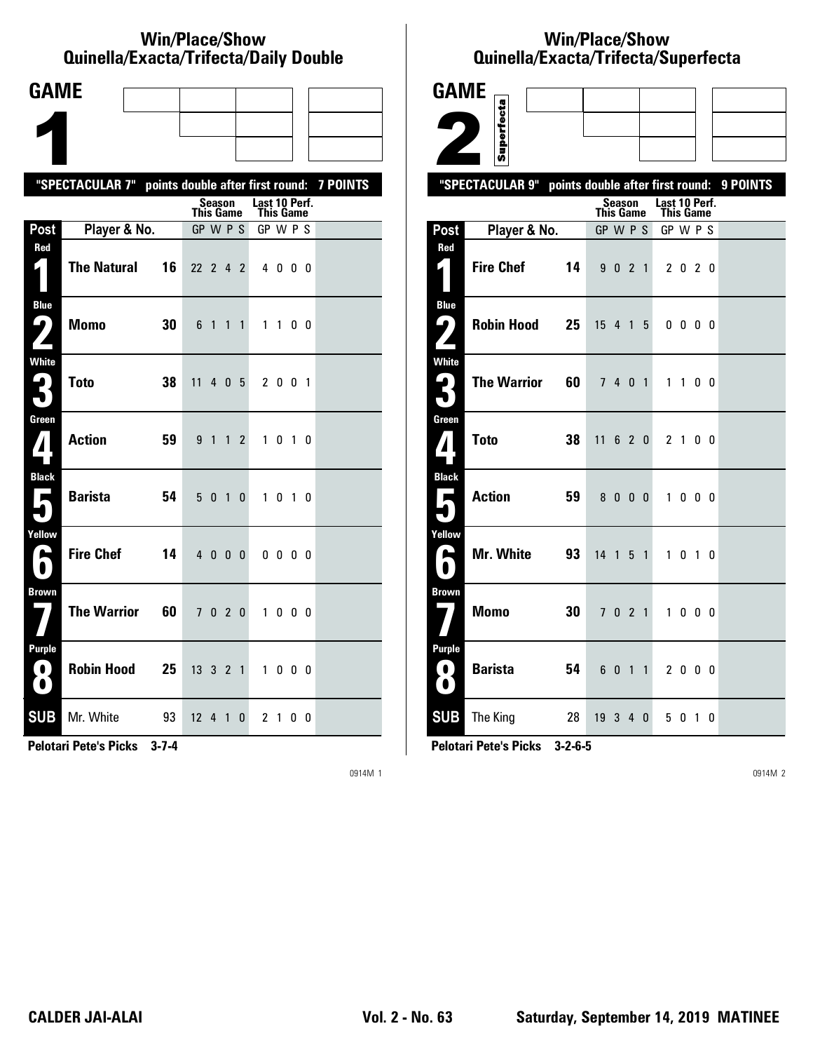## Win/Place/Show Quinella/Exacta/Trifecta/Daily Double

# GAME 1

"SPECTACULAR 7" points double after first round: 7 POINTS

| Post | Player & No. | | Season This Game GP W P S | Last 10 Perf. This Game GP W P S |
|---|---|---|---|---|
| Red 1 | The Natural | 16 | 22 2 4 2 | 4 0 0 0 |
| Blue 2 | Momo | 30 | 6 1 1 1 | 1 1 0 0 |
| White 3 | Toto | 38 | 11 4 0 5 | 2 0 0 1 |
| Green 4 | Action | 59 | 9 1 1 2 | 1 0 1 0 |
| Black 5 | Barista | 54 | 5 0 1 0 | 1 0 1 0 |
| Yellow 6 | Fire Chef | 14 | 4 0 0 0 | 0 0 0 0 |
| Brown 7 | The Warrior | 60 | 7 0 2 0 | 1 0 0 0 |
| Purple 8 | Robin Hood | 25 | 13 3 2 1 | 1 0 0 0 |
| SUB | Mr. White | 93 | 12 4 1 0 | 2 1 0 0 |

**Pelotari Pete's Picks 3-7-4**

0914M 1

## Win/Place/Show Quinella/Exacta/Trifecta/Superfecta

# GAME 2

Superfecta

"SPECTACULAR 9" points double after first round: 9 POINTS

| Post | Player & No. | | Season This Game GP W P S | Last 10 Perf. This Game GP W P S |
|---|---|---|---|---|
| Red 1 | Fire Chef | 14 | 9 0 2 1 | 2 0 2 0 |
| Blue 2 | Robin Hood | 25 | 15 4 1 5 | 0 0 0 0 |
| White 3 | The Warrior | 60 | 7 4 0 1 | 1 1 0 0 |
| Green 4 | Toto | 38 | 11 6 2 0 | 2 1 0 0 |
| Black 5 | Action | 59 | 8 0 0 0 | 1 0 0 0 |
| Yellow 6 | Mr. White | 93 | 14 1 5 1 | 1 0 1 0 |
| Brown 7 | Momo | 30 | 7 0 2 1 | 1 0 0 0 |
| Purple 8 | Barista | 54 | 6 0 1 1 | 2 0 0 0 |
| SUB | The King | 28 | 19 3 4 0 | 5 0 1 0 |

**Pelotari Pete's Picks 3-2-6-5**

0914M 2

**CALDER JAI-ALAI** | **Vol. 2 - No. 63** | **Saturday, September 14, 2019 MATINEE**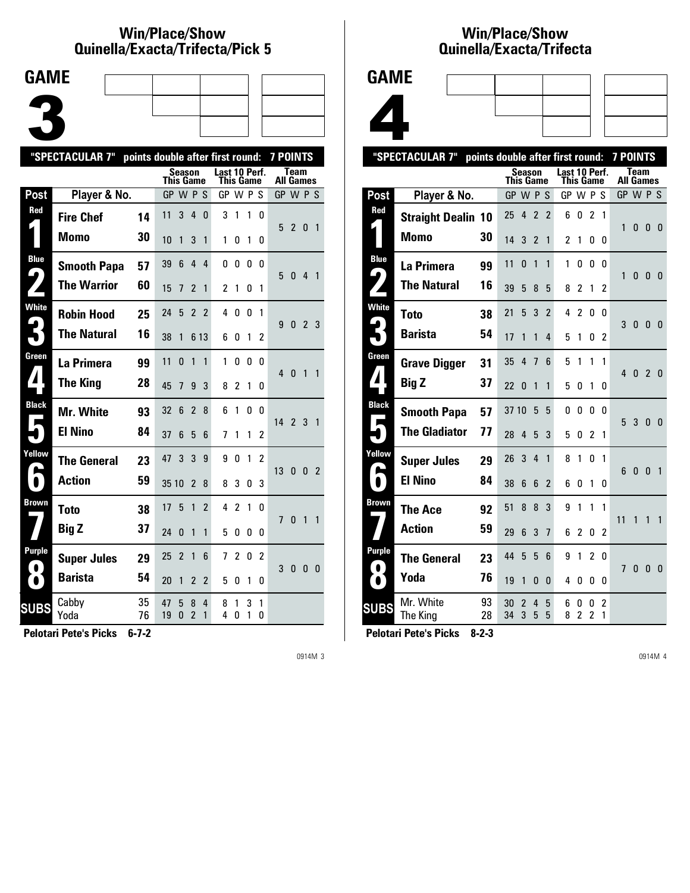## Win/Place/Show Quinella/Exacta/Trifecta/Pick 5

# GAME 3

"SPECTACULAR 7" points double after first round: 7 POINTS

| Post | Player & No. | | Season This Game GP W P S | Last 10 Perf. This Game GP W P S | Team All Games GP W P S |
|---|---|---|---|---|---|
| Red 1 | Fire Chef | 14 | 11 3 4 0 | 3 1 1 0 | 5 2 0 1 |
| | Momo | 30 | 10 1 3 1 | 1 0 1 0 | |
| Blue 2 | Smooth Papa | 57 | 39 6 4 4 | 0 0 0 0 | 5 0 4 1 |
| | The Warrior | 60 | 15 7 2 1 | 2 1 0 1 | |
| White 3 | Robin Hood | 25 | 24 5 2 2 | 4 0 0 1 | 9 0 2 3 |
| | The Natural | 16 | 38 1 6 13 | 6 0 1 2 | |
| Green 4 | La Primera | 99 | 11 0 1 1 | 1 0 0 0 | 4 0 1 1 |
| | The King | 28 | 45 7 9 3 | 8 2 1 0 | |
| Black 5 | Mr. White | 93 | 32 6 2 8 | 6 1 0 0 | 14 2 3 1 |
| | El Nino | 84 | 37 6 5 6 | 7 1 1 2 | |
| Yellow 6 | The General | 23 | 47 3 3 9 | 9 0 1 2 | 13 0 0 2 |
| | Action | 59 | 35 10 2 8 | 8 3 0 3 | |
| Brown 7 | Toto | 38 | 17 5 1 2 | 4 2 1 0 | 7 0 1 1 |
| | Big Z | 37 | 24 0 1 1 | 5 0 0 0 | |
| Purple 8 | Super Jules | 29 | 25 2 1 6 | 7 2 0 2 | 3 0 0 0 |
| | Barista | 54 | 20 1 2 2 | 5 0 1 0 | |
| SUBS | Cabby | 35 | 47 5 8 4 | 8 1 3 1 | |
| | Yoda | 76 | 19 0 2 1 | 4 0 1 0 | |

**Pelotari Pete's Picks 6-7-2**

0914M 3

## Win/Place/Show Quinella/Exacta/Trifecta

# GAME 4

"SPECTACULAR 7" points double after first round: 7 POINTS

| Post | Player & No. | | Season This Game GP W P S | Last 10 Perf. This Game GP W P S | Team All Games GP W P S |
|---|---|---|---|---|---|
| Red 1 | Straight Dealin | 10 | 25 4 2 2 | 6 0 2 1 | 1 0 0 0 |
| | Momo | 30 | 14 3 2 1 | 2 1 0 0 | |
| Blue 2 | La Primera | 99 | 11 0 1 1 | 1 0 0 0 | 1 0 0 0 |
| | The Natural | 16 | 39 5 8 5 | 8 2 1 2 | |
| White 3 | Toto | 38 | 21 5 3 2 | 4 2 0 0 | 3 0 0 0 |
| | Barista | 54 | 17 1 1 4 | 5 1 0 2 | |
| Green 4 | Grave Digger | 31 | 35 4 7 6 | 5 1 1 1 | 4 0 2 0 |
| | Big Z | 37 | 22 0 1 1 | 5 0 1 0 | |
| Black 5 | Smooth Papa | 57 | 37 10 5 5 | 0 0 0 0 | 5 3 0 0 |
| | The Gladiator | 77 | 28 4 5 3 | 5 0 2 1 | |
| Yellow 6 | Super Jules | 29 | 26 3 4 1 | 8 1 0 1 | 6 0 0 1 |
| | El Nino | 84 | 38 6 6 2 | 6 0 1 0 | |
| Brown 7 | The Ace | 92 | 51 8 8 3 | 9 1 1 1 | 11 1 1 1 |
| | Action | 59 | 29 6 3 7 | 6 2 0 2 | |
| Purple 8 | The General | 23 | 44 5 5 6 | 9 1 2 0 | 7 0 0 0 |
| | Yoda | 76 | 19 1 0 0 | 4 0 0 0 | |
| SUBS | Mr. White | 93 | 30 2 4 5 | 6 0 0 2 | |
| | The King | 28 | 34 3 5 5 | 8 2 2 1 | |

**Pelotari Pete's Picks 8-2-3**

0914M 4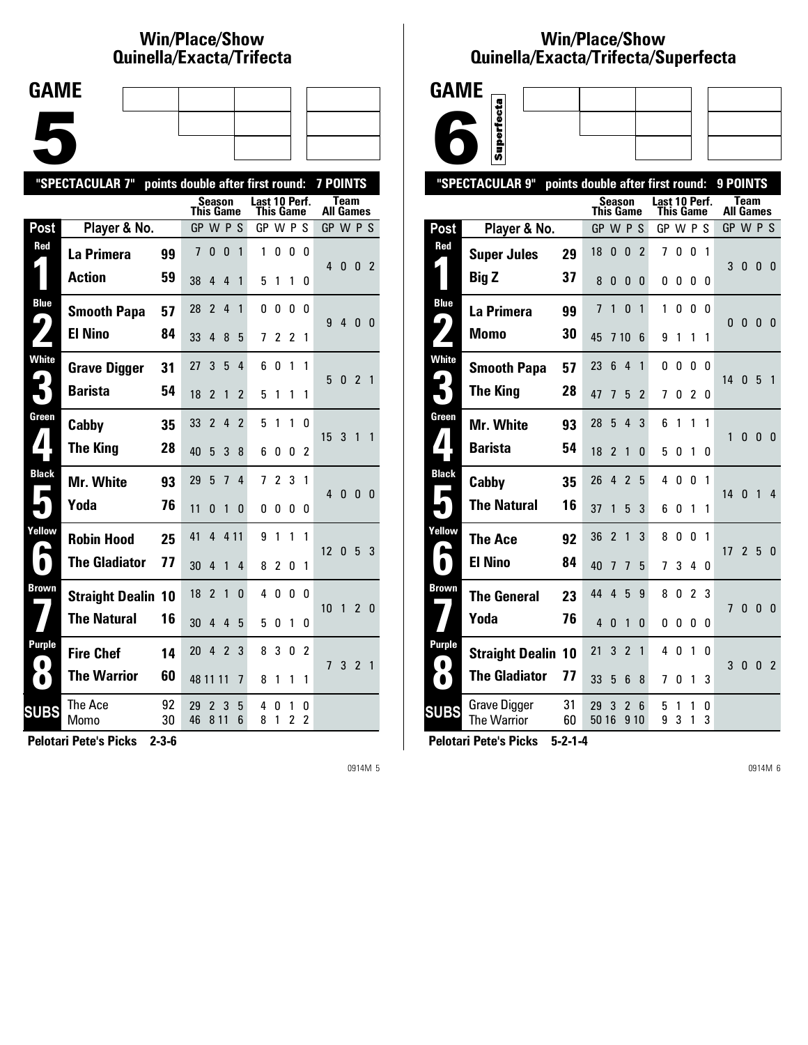# Win/Place/Show Quinella/Exacta/Trifecta

## GAME 5

**"SPECTACULAR 7"** points double after first round: **7 POINTS**

| Post | Player & No. | | Season This Game GP | W | P | S | Last 10 Perf. This Game GP | W | P | S | Team All Games GP | W | P | S |
|---|---|---|---|---|---|---|---|---|---|---|---|---|---|---|
| Red 1 | La Primera | 99 | 7 | 0 | 0 | 1 | 1 | 0 | 0 | 0 | 4 | 0 | 0 | 2 |
| | Action | 59 | 38 | 4 | 4 | 1 | 5 | 1 | 1 | 0 | | | | |
| Blue 2 | Smooth Papa | 57 | 28 | 2 | 4 | 1 | 0 | 0 | 0 | 0 | 9 | 4 | 0 | 0 |
| | El Nino | 84 | 33 | 4 | 8 | 5 | 7 | 2 | 2 | 1 | | | | |
| White 3 | Grave Digger | 31 | 27 | 3 | 5 | 4 | 6 | 0 | 1 | 1 | 5 | 0 | 2 | 1 |
| | Barista | 54 | 18 | 2 | 1 | 2 | 5 | 1 | 1 | 1 | | | | |
| Green 4 | Cabby | 35 | 33 | 2 | 4 | 2 | 5 | 1 | 1 | 0 | 15 | 3 | 1 | 1 |
| | The King | 28 | 40 | 5 | 3 | 8 | 6 | 0 | 0 | 2 | | | | |
| Black 5 | Mr. White | 93 | 29 | 5 | 7 | 4 | 7 | 2 | 3 | 1 | 4 | 0 | 0 | 0 |
| | Yoda | 76 | 11 | 0 | 1 | 0 | 0 | 0 | 0 | 0 | | | | |
| Yellow 6 | Robin Hood | 25 | 41 | 4 | 4 | 11 | 9 | 1 | 1 | 1 | 12 | 0 | 5 | 3 |
| | The Gladiator | 77 | 30 | 4 | 1 | 4 | 8 | 2 | 0 | 1 | | | | |
| Brown 7 | Straight Dealin | 10 | 18 | 2 | 1 | 0 | 4 | 0 | 0 | 0 | 10 | 1 | 2 | 0 |
| | The Natural | 16 | 30 | 4 | 4 | 5 | 5 | 0 | 1 | 0 | | | | |
| Purple 8 | Fire Chef | 14 | 20 | 4 | 2 | 3 | 8 | 3 | 0 | 2 | 7 | 3 | 2 | 1 |
| | The Warrior | 60 | 48 | 11 | 11 | 7 | 8 | 1 | 1 | 1 | | | | |
| SUBS | The Ace | 92 | 29 | 2 | 3 | 5 | 4 | 0 | 1 | 0 | | | | |
| | Momo | 30 | 46 | 8 | 11 | 6 | 8 | 1 | 2 | 2 | | | | |

**Pelotari Pete's Picks** 2-3-6

# Win/Place/Show Quinella/Exacta/Trifecta/Superfecta

## GAME 6 (Superfecta)

**"SPECTACULAR 9"** points double after first round: **9 POINTS**

| Post | Player & No. | | Season This Game GP | W | P | S | Last 10 Perf. This Game GP | W | P | S | Team All Games GP | W | P | S |
|---|---|---|---|---|---|---|---|---|---|---|---|---|---|---|
| Red 1 | Super Jules | 29 | 18 | 0 | 0 | 2 | 7 | 0 | 0 | 1 | 3 | 0 | 0 | 0 |
| | Big Z | 37 | 8 | 0 | 0 | 0 | 0 | 0 | 0 | 0 | | | | |
| Blue 2 | La Primera | 99 | 7 | 1 | 0 | 1 | 1 | 0 | 0 | 0 | 0 | 0 | 0 | 0 |
| | Momo | 30 | 45 | 7 | 10 | 6 | 9 | 1 | 1 | 1 | | | | |
| White 3 | Smooth Papa | 57 | 23 | 6 | 4 | 1 | 0 | 0 | 0 | 0 | 14 | 0 | 5 | 1 |
| | The King | 28 | 47 | 7 | 5 | 2 | 7 | 0 | 2 | 0 | | | | |
| Green 4 | Mr. White | 93 | 28 | 5 | 4 | 3 | 6 | 1 | 1 | 1 | 1 | 0 | 0 | 0 |
| | Barista | 54 | 18 | 2 | 1 | 0 | 5 | 0 | 1 | 0 | | | | |
| Black 5 | Cabby | 35 | 26 | 4 | 2 | 5 | 4 | 0 | 0 | 1 | 14 | 0 | 1 | 4 |
| | The Natural | 16 | 37 | 1 | 5 | 3 | 6 | 0 | 1 | 1 | | | | |
| Yellow 6 | The Ace | 92 | 36 | 2 | 1 | 3 | 8 | 0 | 0 | 1 | 17 | 2 | 5 | 0 |
| | El Nino | 84 | 40 | 7 | 7 | 5 | 7 | 3 | 4 | 0 | | | | |
| Brown 7 | The General | 23 | 44 | 4 | 5 | 9 | 8 | 0 | 2 | 3 | 7 | 0 | 0 | 0 |
| | Yoda | 76 | 4 | 0 | 1 | 0 | 0 | 0 | 0 | 0 | | | | |
| Purple 8 | Straight Dealin | 10 | 21 | 3 | 2 | 1 | 4 | 0 | 1 | 0 | 3 | 0 | 0 | 2 |
| | The Gladiator | 77 | 33 | 5 | 6 | 8 | 7 | 0 | 1 | 3 | | | | |
| SUBS | Grave Digger | 31 | 29 | 3 | 2 | 6 | 5 | 1 | 1 | 0 | | | | |
| | The Warrior | 60 | 50 | 16 | 9 | 10 | 9 | 3 | 1 | 3 | | | | |

**Pelotari Pete's Picks** 5-2-1-4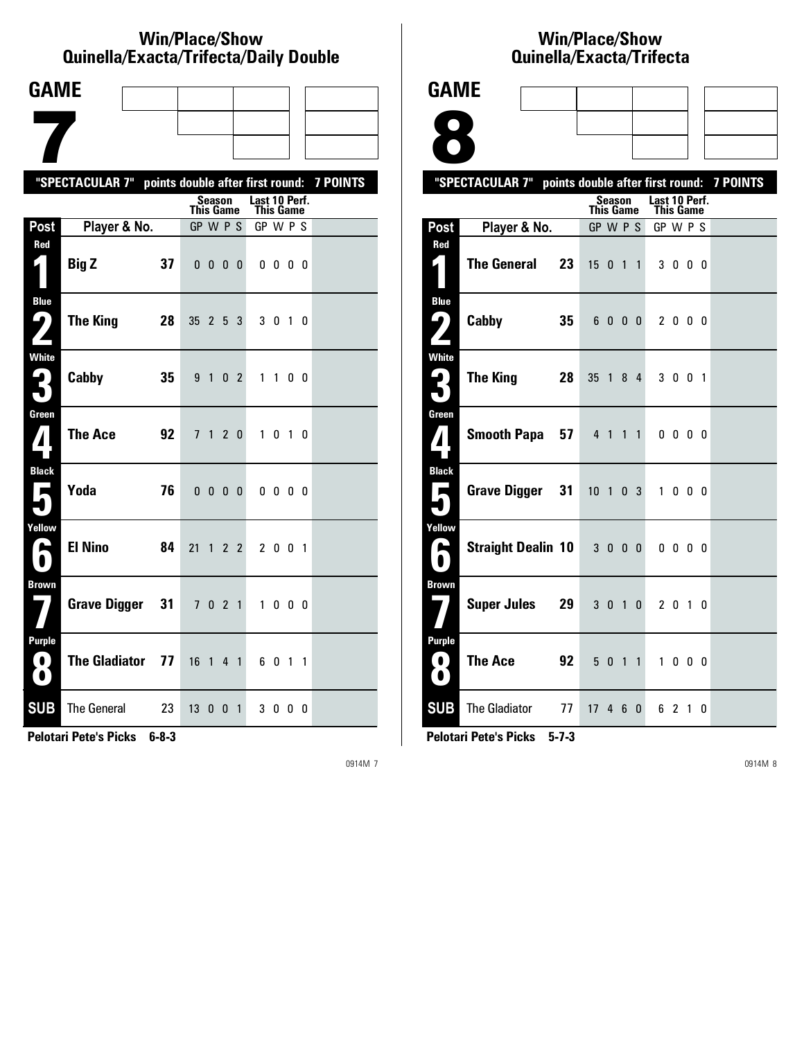## Win/Place/Show
## Quinella/Exacta/Trifecta/Daily Double

**GAME 7**

"SPECTACULAR 7" points double after first round: 7 POINTS

| Post | Player & No. | | Season This Game GP W P S | Last 10 Perf. This Game GP W P S |
|---|---|---|---|---|
| Red 1 | Big Z | 37 | 0 0 0 0 | 0 0 0 0 |
| Blue 2 | The King | 28 | 35 2 5 3 | 3 0 1 0 |
| White 3 | Cabby | 35 | 9 1 0 2 | 1 1 0 0 |
| Green 4 | The Ace | 92 | 7 1 2 0 | 1 0 1 0 |
| Black 5 | Yoda | 76 | 0 0 0 0 | 0 0 0 0 |
| Yellow 6 | El Nino | 84 | 21 1 2 2 | 2 0 0 1 |
| Brown 7 | Grave Digger | 31 | 7 0 2 1 | 1 0 0 0 |
| Purple 8 | The Gladiator | 77 | 16 1 4 1 | 6 0 1 1 |
| SUB | The General | 23 | 13 0 0 1 | 3 0 0 0 |

**Pelotari Pete's Picks 6-8-3**

## Win/Place/Show
## Quinella/Exacta/Trifecta

**GAME 8**

"SPECTACULAR 7" points double after first round: 7 POINTS

| Post | Player & No. | | Season This Game GP W P S | Last 10 Perf. This Game GP W P S |
|---|---|---|---|---|
| Red 1 | The General | 23 | 15 0 1 1 | 3 0 0 0 |
| Blue 2 | Cabby | 35 | 6 0 0 0 | 2 0 0 0 |
| White 3 | The King | 28 | 35 1 8 4 | 3 0 0 1 |
| Green 4 | Smooth Papa | 57 | 4 1 1 1 | 0 0 0 0 |
| Black 5 | Grave Digger | 31 | 10 1 0 3 | 1 0 0 0 |
| Yellow 6 | Straight Dealin | 10 | 3 0 0 0 | 0 0 0 0 |
| Brown 7 | Super Jules | 29 | 3 0 1 0 | 2 0 1 0 |
| Purple 8 | The Ace | 92 | 5 0 1 1 | 1 0 0 0 |
| SUB | The Gladiator | 77 | 17 4 6 0 | 6 2 1 0 |

**Pelotari Pete's Picks 5-7-3**